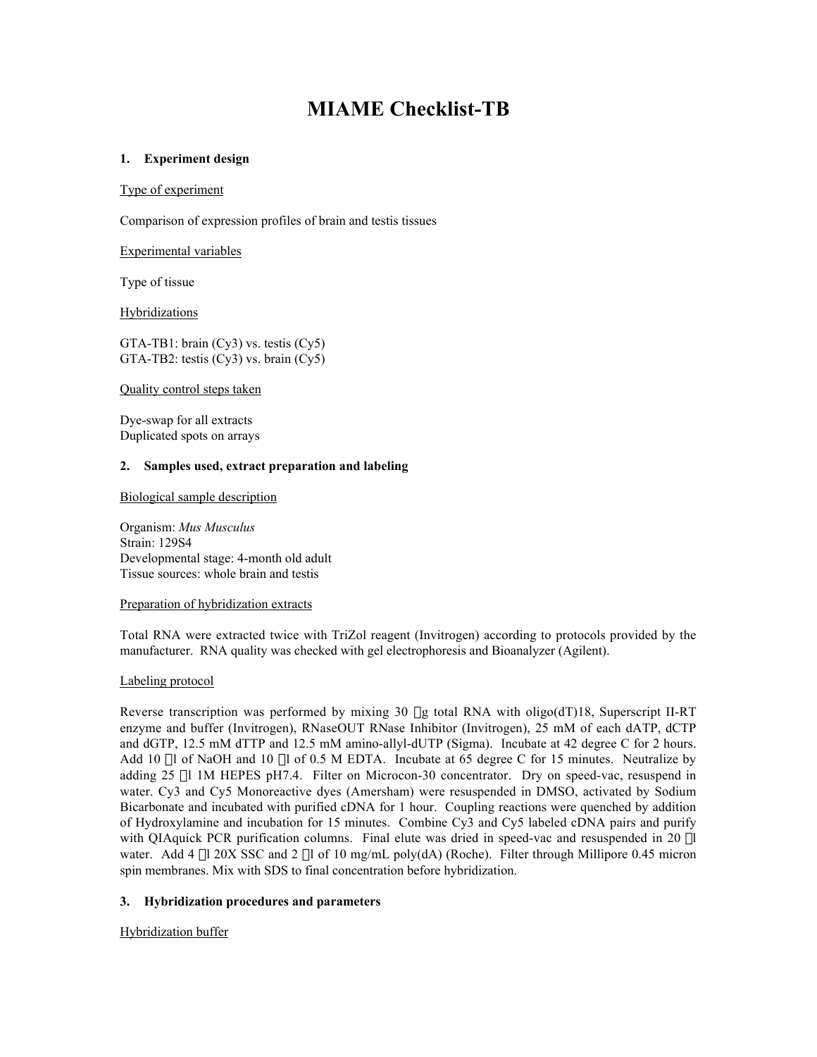# MIAME Checklist-TB

## 1. Experiment design

Type of experiment

Comparison of expression profiles of brain and testis tissues

Experimental variables

Type of tissue

Hybridizations

GTA-TB1: brain (Cy3) vs. testis (Cy5)
GTA-TB2: testis (Cy3) vs. brain (Cy5)

Quality control steps taken

Dye-swap for all extracts
Duplicated spots on arrays

## 2. Samples used, extract preparation and labeling

Biological sample description

Organism: *Mus Musculus*
Strain: 129S4
Developmental stage: 4-month old adult
Tissue sources: whole brain and testis

Preparation of hybridization extracts

Total RNA were extracted twice with TriZol reagent (Invitrogen) according to protocols provided by the manufacturer. RNA quality was checked with gel electrophoresis and Bioanalyzer (Agilent).

Labeling protocol

Reverse transcription was performed by mixing 30 μg total RNA with oligo(dT)18, Superscript II-RT enzyme and buffer (Invitrogen), RNaseOUT RNase Inhibitor (Invitrogen), 25 mM of each dATP, dCTP and dGTP, 12.5 mM dTTP and 12.5 mM amino-allyl-dUTP (Sigma). Incubate at 42 degree C for 2 hours. Add 10 μl of NaOH and 10 μl of 0.5 M EDTA. Incubate at 65 degree C for 15 minutes. Neutralize by adding 25 μl 1M HEPES pH7.4. Filter on Microcon-30 concentrator. Dry on speed-vac, resuspend in water. Cy3 and Cy5 Monoreactive dyes (Amersham) were resuspended in DMSO, activated by Sodium Bicarbonate and incubated with purified cDNA for 1 hour. Coupling reactions were quenched by addition of Hydroxylamine and incubation for 15 minutes. Combine Cy3 and Cy5 labeled cDNA pairs and purify with QIAquick PCR purification columns. Final elute was dried in speed-vac and resuspended in 20 μl water. Add 4 μl 20X SSC and 2 μl of 10 mg/mL poly(dA) (Roche). Filter through Millipore 0.45 micron spin membranes. Mix with SDS to final concentration before hybridization.

## 3. Hybridization procedures and parameters

Hybridization buffer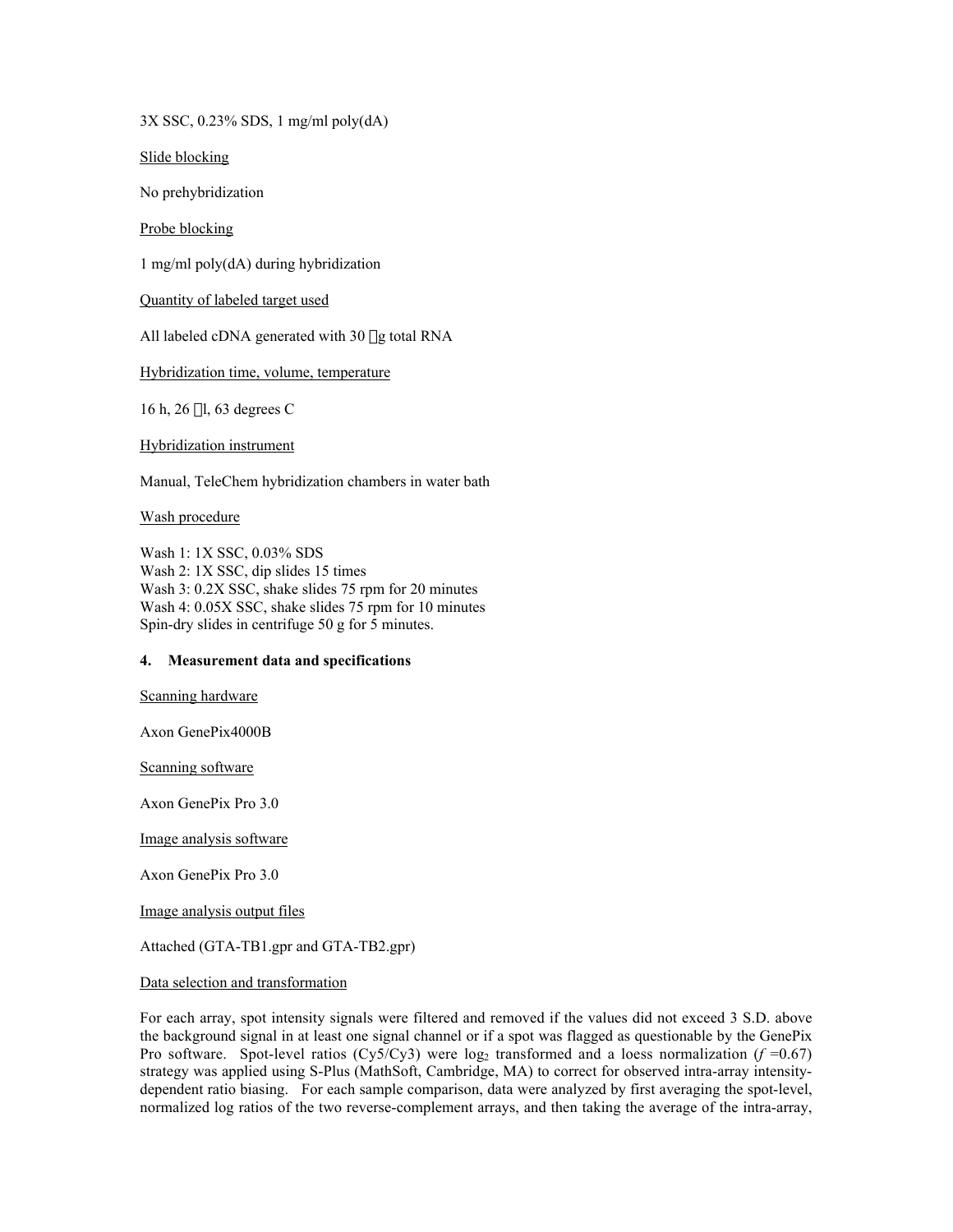3X SSC, 0.23% SDS, 1 mg/ml poly(dA)

<u>Slide blocking</u>

No prehybridization

<u>Probe blocking</u>

1 mg/ml poly(dA) during hybridization

<u>Quantity of labeled target used</u>

All labeled cDNA generated with 30 μg total RNA

<u>Hybridization time, volume, temperature</u>

16 h, 26 μl, 63 degrees C

<u>Hybridization instrument</u>

Manual, TeleChem hybridization chambers in water bath

<u>Wash procedure</u>

Wash 1: 1X SSC, 0.03% SDS
Wash 2: 1X SSC, dip slides 15 times
Wash 3: 0.2X SSC, shake slides 75 rpm for 20 minutes
Wash 4: 0.05X SSC, shake slides 75 rpm for 10 minutes
Spin-dry slides in centrifuge 50 g for 5 minutes.

### 4. Measurement data and specifications

<u>Scanning hardware</u>

Axon GenePix4000B

<u>Scanning software</u>

Axon GenePix Pro 3.0

<u>Image analysis software</u>

Axon GenePix Pro 3.0

<u>Image analysis output files</u>

Attached (GTA-TB1.gpr and GTA-TB2.gpr)

<u>Data selection and transformation</u>

For each array, spot intensity signals were filtered and removed if the values did not exceed 3 S.D. above the background signal in at least one signal channel or if a spot was flagged as questionable by the GenePix Pro software. Spot-level ratios (Cy5/Cy3) were $\log_2$ transformed and a loess normalization ($f$ =0.67) strategy was applied using S-Plus (MathSoft, Cambridge, MA) to correct for observed intra-array intensity-dependent ratio biasing. For each sample comparison, data were analyzed by first averaging the spot-level, normalized log ratios of the two reverse-complement arrays, and then taking the average of the intra-array,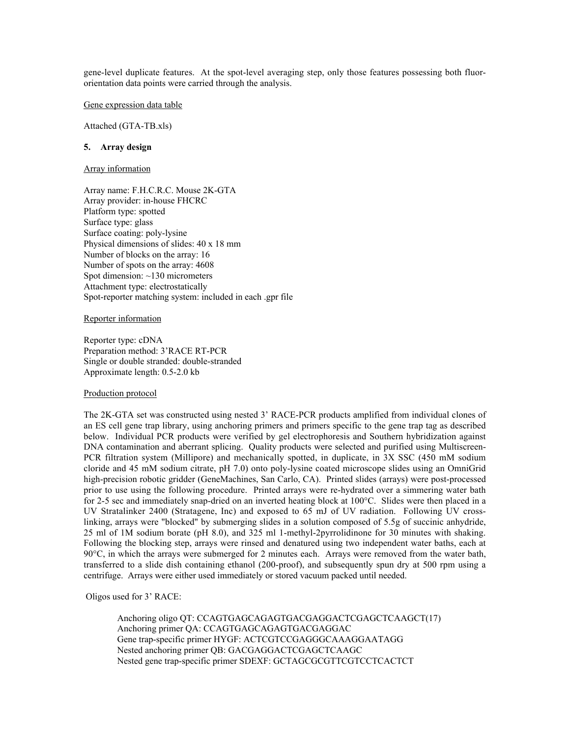gene-level duplicate features. At the spot-level averaging step, only those features possessing both fluor-orientation data points were carried through the analysis.

Gene expression data table

Attached (GTA-TB.xls)

## 5. Array design

Array information

Array name: F.H.C.R.C. Mouse 2K-GTA
Array provider: in-house FHCRC
Platform type: spotted
Surface type: glass
Surface coating: poly-lysine
Physical dimensions of slides: 40 x 18 mm
Number of blocks on the array: 16
Number of spots on the array: 4608
Spot dimension: ~130 micrometers
Attachment type: electrostatically
Spot-reporter matching system: included in each .gpr file

Reporter information

Reporter type: cDNA
Preparation method: 3'RACE RT-PCR
Single or double stranded: double-stranded
Approximate length: 0.5-2.0 kb

Production protocol

The 2K-GTA set was constructed using nested 3' RACE-PCR products amplified from individual clones of an ES cell gene trap library, using anchoring primers and primers specific to the gene trap tag as described below. Individual PCR products were verified by gel electrophoresis and Southern hybridization against DNA contamination and aberrant splicing. Quality products were selected and purified using Multiscreen-PCR filtration system (Millipore) and mechanically spotted, in duplicate, in 3X SSC (450 mM sodium cloride and 45 mM sodium citrate, pH 7.0) onto poly-lysine coated microscope slides using an OmniGrid high-precision robotic gridder (GeneMachines, San Carlo, CA). Printed slides (arrays) were post-processed prior to use using the following procedure. Printed arrays were re-hydrated over a simmering water bath for 2-5 sec and immediately snap-dried on an inverted heating block at 100°C. Slides were then placed in a UV Stratalinker 2400 (Stratagene, Inc) and exposed to 65 mJ of UV radiation. Following UV cross-linking, arrays were "blocked" by submerging slides in a solution composed of 5.5g of succinic anhydride, 25 ml of 1M sodium borate (pH 8.0), and 325 ml 1-methyl-2pyrrolidinone for 30 minutes with shaking. Following the blocking step, arrays were rinsed and denatured using two independent water baths, each at 90°C, in which the arrays were submerged for 2 minutes each. Arrays were removed from the water bath, transferred to a slide dish containing ethanol (200-proof), and subsequently spun dry at 500 rpm using a centrifuge. Arrays were either used immediately or stored vacuum packed until needed.

Oligos used for 3' RACE:

Anchoring oligo QT: CCAGTGAGCAGAGTGACGAGGACTCGAGCTCAAGCT(17)
Anchoring primer QA: CCAGTGAGCAGAGTGACGAGGAC
Gene trap-specific primer HYGF: ACTCGTCCGAGGGCAAAGGAATAGG
Nested anchoring primer QB: GACGAGGACTCGAGCTCAAGC
Nested gene trap-specific primer SDEXF: GCTAGCGCGTTCGTCCTCACTCT